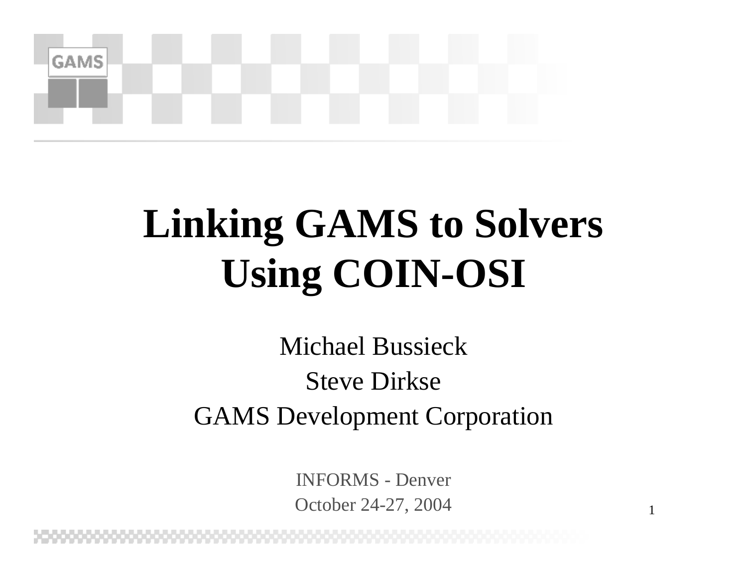# Linking GAMS to Solvers Using COIN-OSI

Michael Bussieck

Steve Dirkse

GAMS Development Corporation

INFORMS - Denver

October 24-27, 2004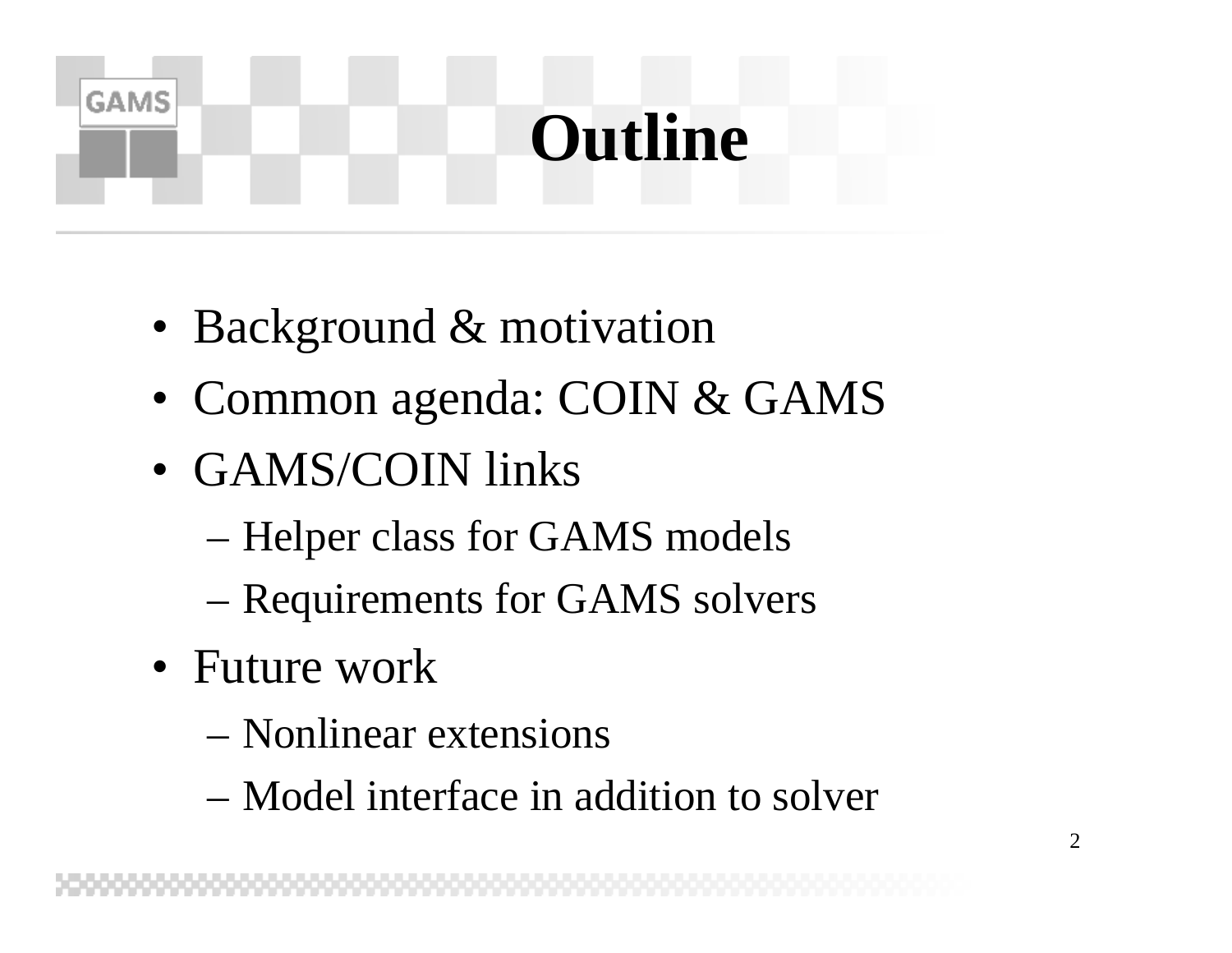# Outline

- Background & motivation
- Common agenda: COIN & GAMS
- GAMS/COIN links
  - Helper class for GAMS models
  - Requirements for GAMS solvers
- Future work
  - Nonlinear extensions
  - Model interface in addition to solver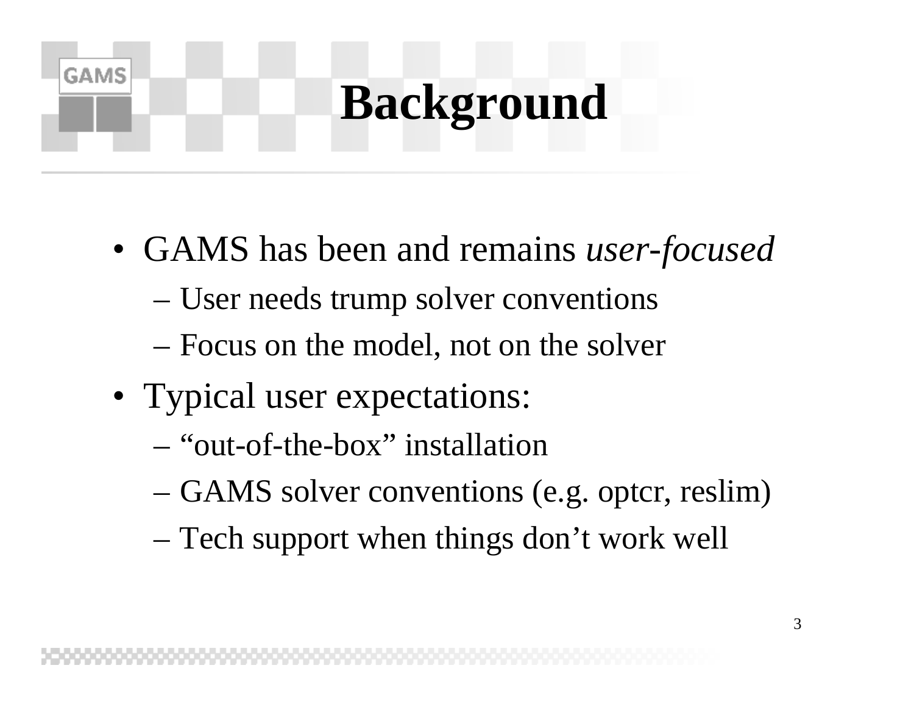# Background

- GAMS has been and remains *user-focused*
  - User needs trump solver conventions
  - Focus on the model, not on the solver
- Typical user expectations:
  - "out-of-the-box" installation
  - GAMS solver conventions (e.g. optcr, reslim)
  - Tech support when things don't work well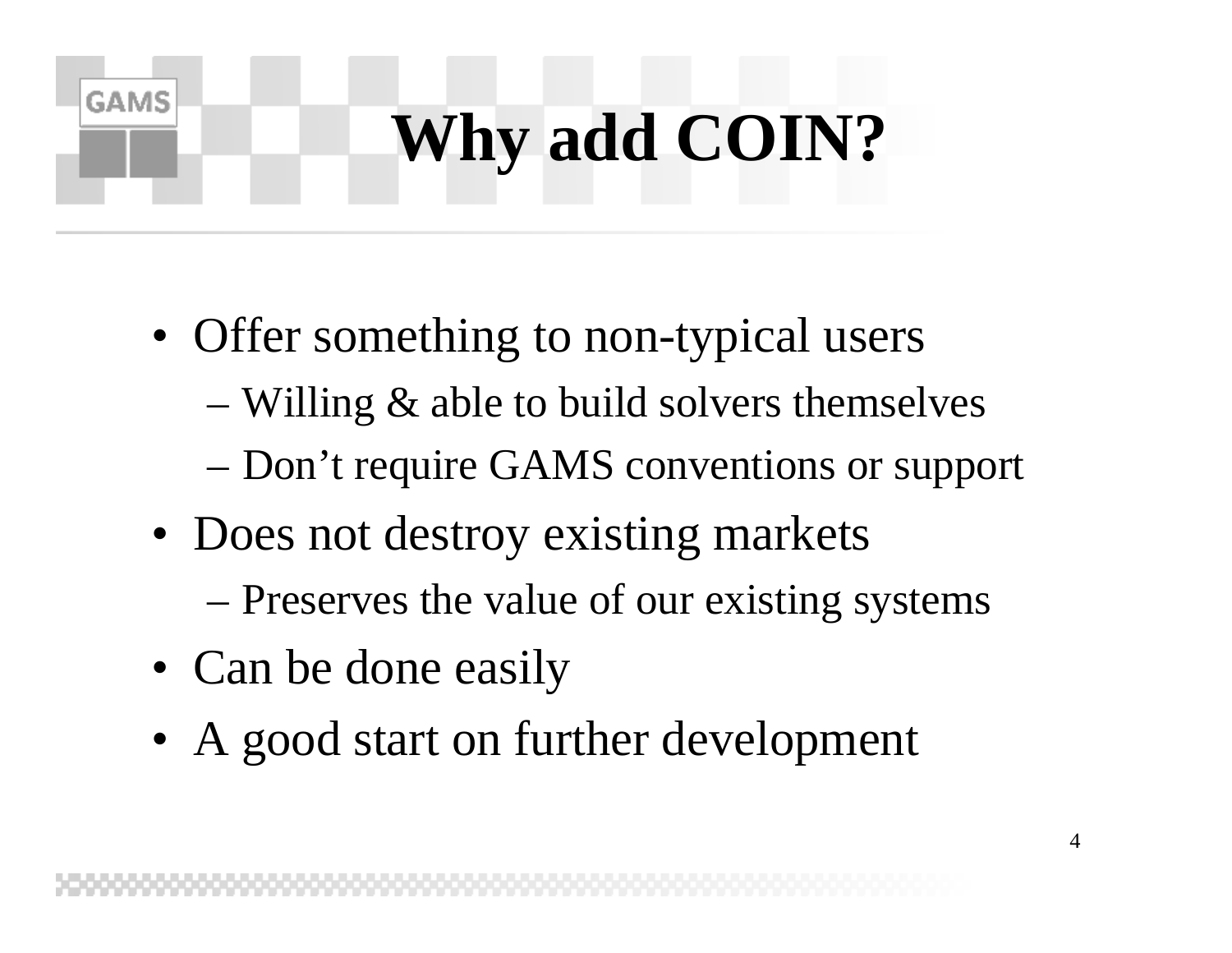# Why add COIN?

- Offer something to non-typical users
  - Willing & able to build solvers themselves
  - Don't require GAMS conventions or support
- Does not destroy existing markets
  - Preserves the value of our existing systems
- Can be done easily
- A good start on further development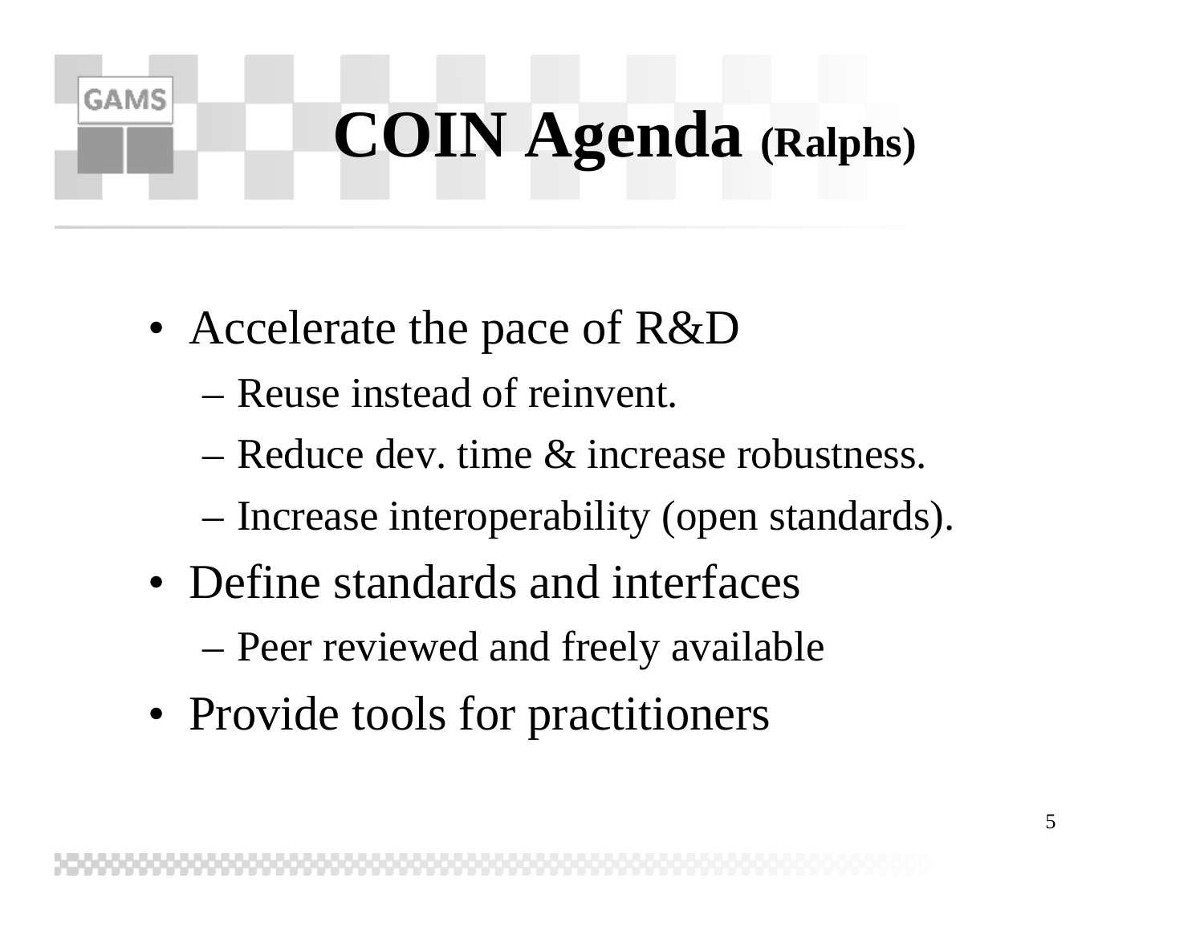# COIN Agenda (Ralphs)

- Accelerate the pace of R&D
  - Reuse instead of reinvent.
  - Reduce dev. time & increase robustness.
  - Increase interoperability (open standards).
- Define standards and interfaces
  - Peer reviewed and freely available
- Provide tools for practitioners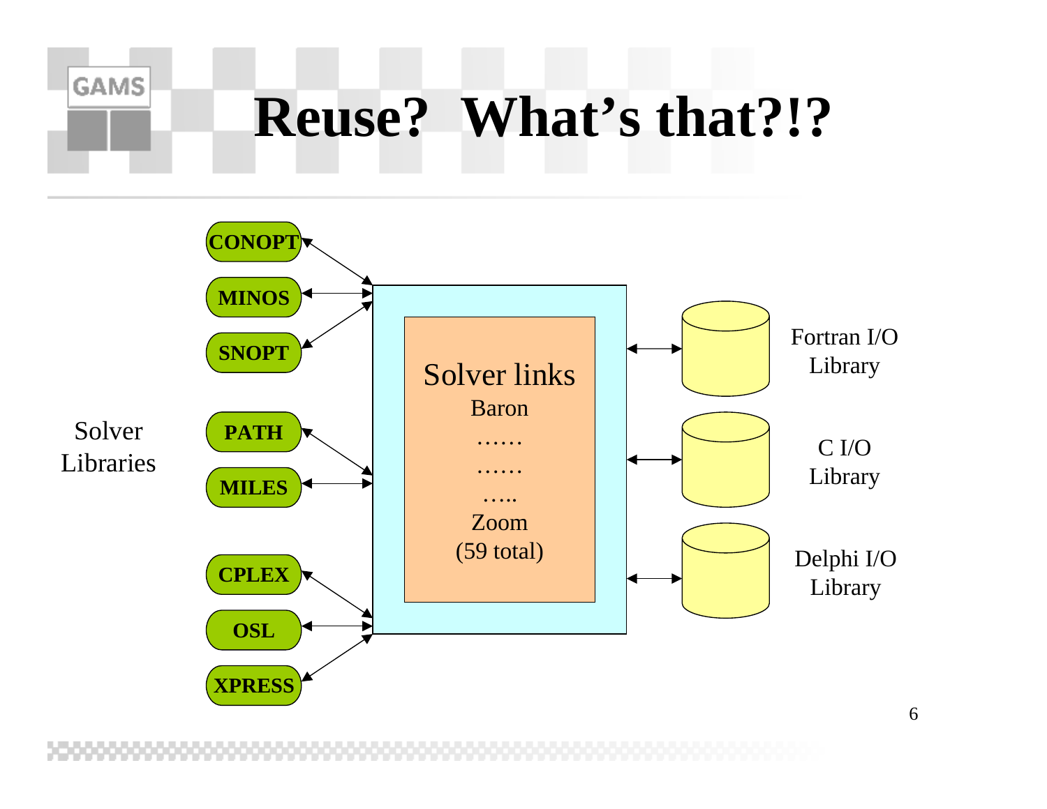# Reuse? What's that?!?

Solver Libraries

- CONOPT
- MINOS
- SNOPT
- PATH
- MILES
- CPLEX
- OSL
- XPRESS

Solver links
Baron
……
……
…..
Zoom
(59 total)

Fortran I/O Library

C I/O Library

Delphi I/O Library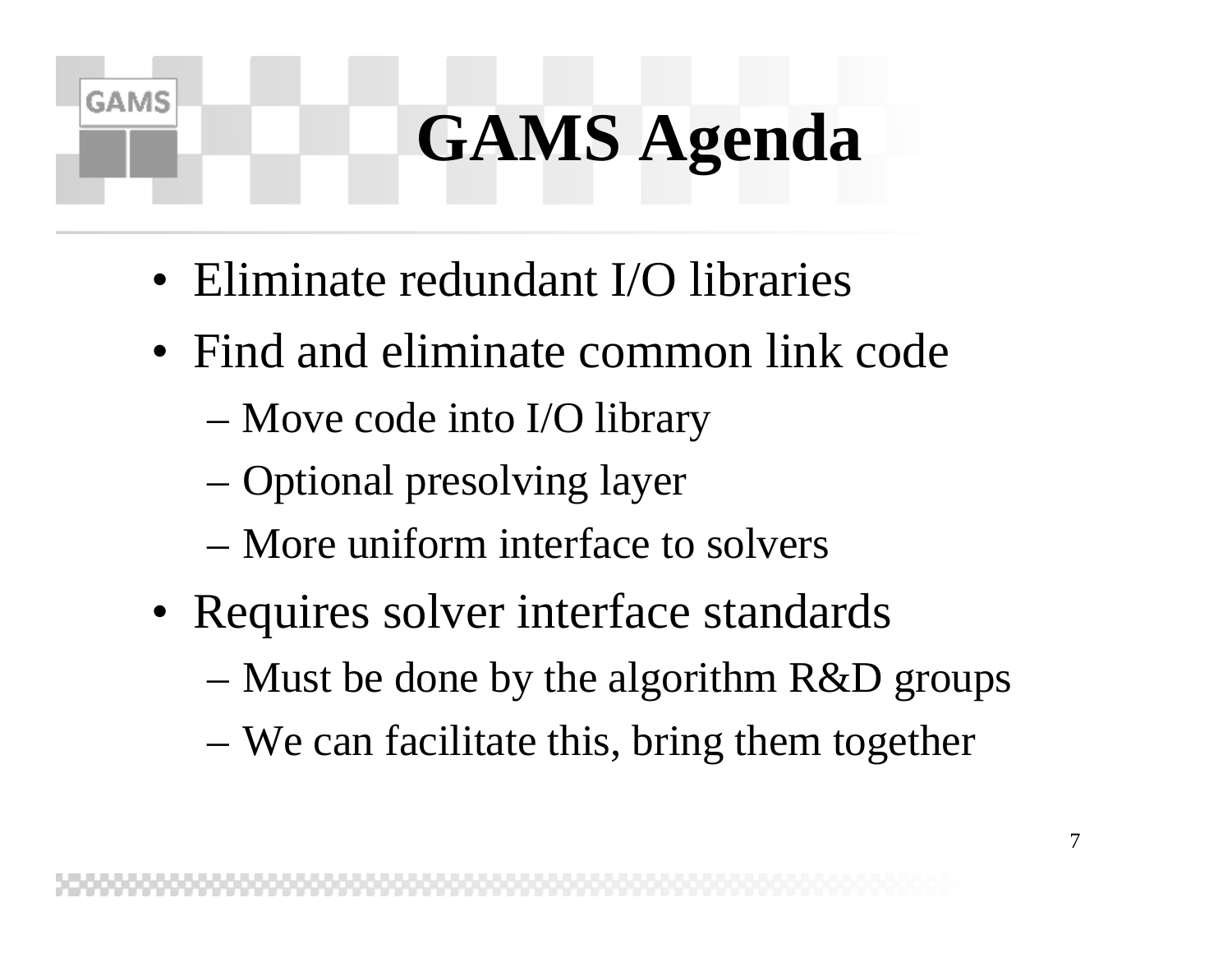# GAMS Agenda

- Eliminate redundant I/O libraries
- Find and eliminate common link code
  - Move code into I/O library
  - Optional presolving layer
  - More uniform interface to solvers
- Requires solver interface standards
  - Must be done by the algorithm R&D groups
  - We can facilitate this, bring them together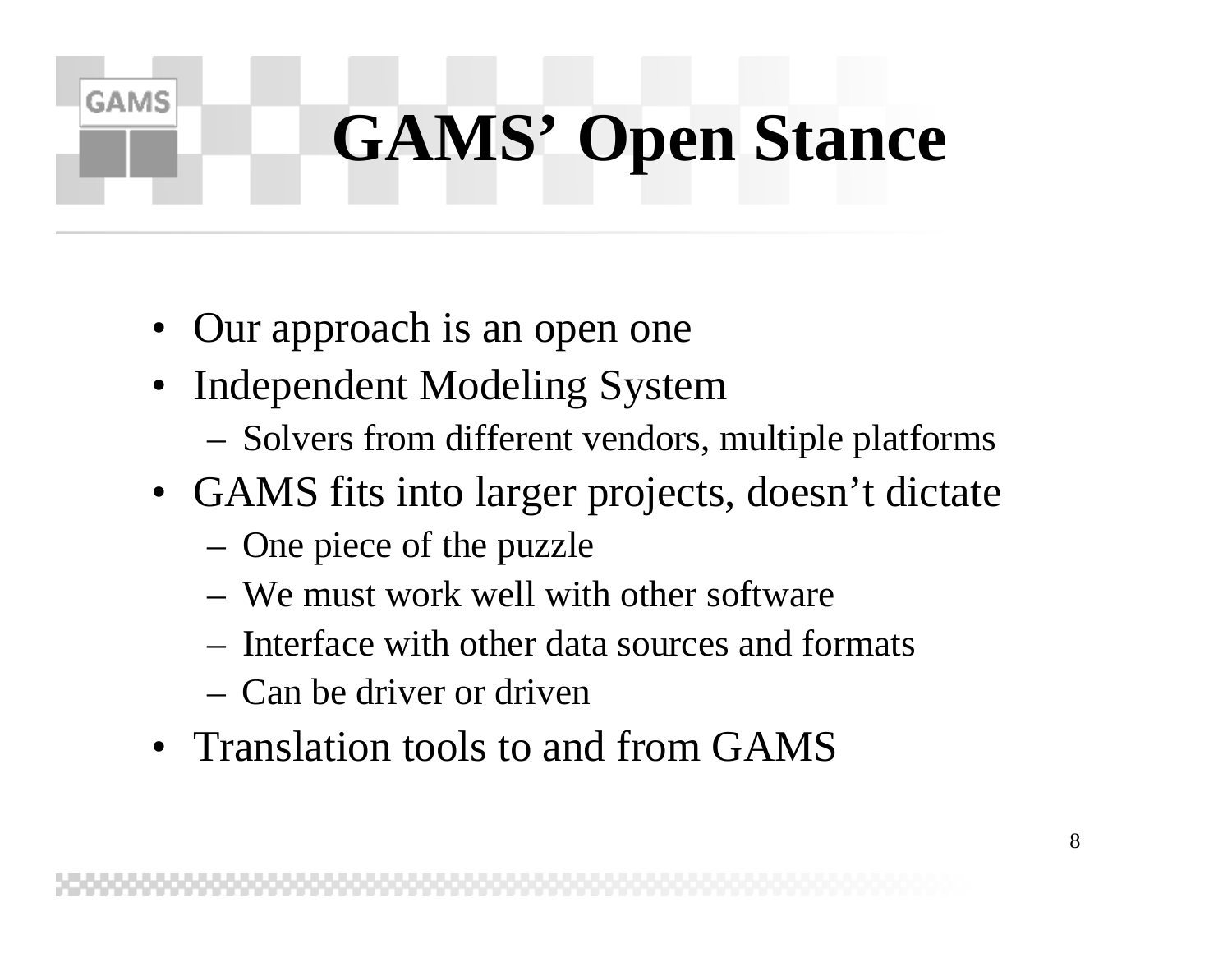# GAMS' Open Stance

- Our approach is an open one
- Independent Modeling System
  - Solvers from different vendors, multiple platforms
- GAMS fits into larger projects, doesn't dictate
  - One piece of the puzzle
  - We must work well with other software
  - Interface with other data sources and formats
  - Can be driver or driven
- Translation tools to and from GAMS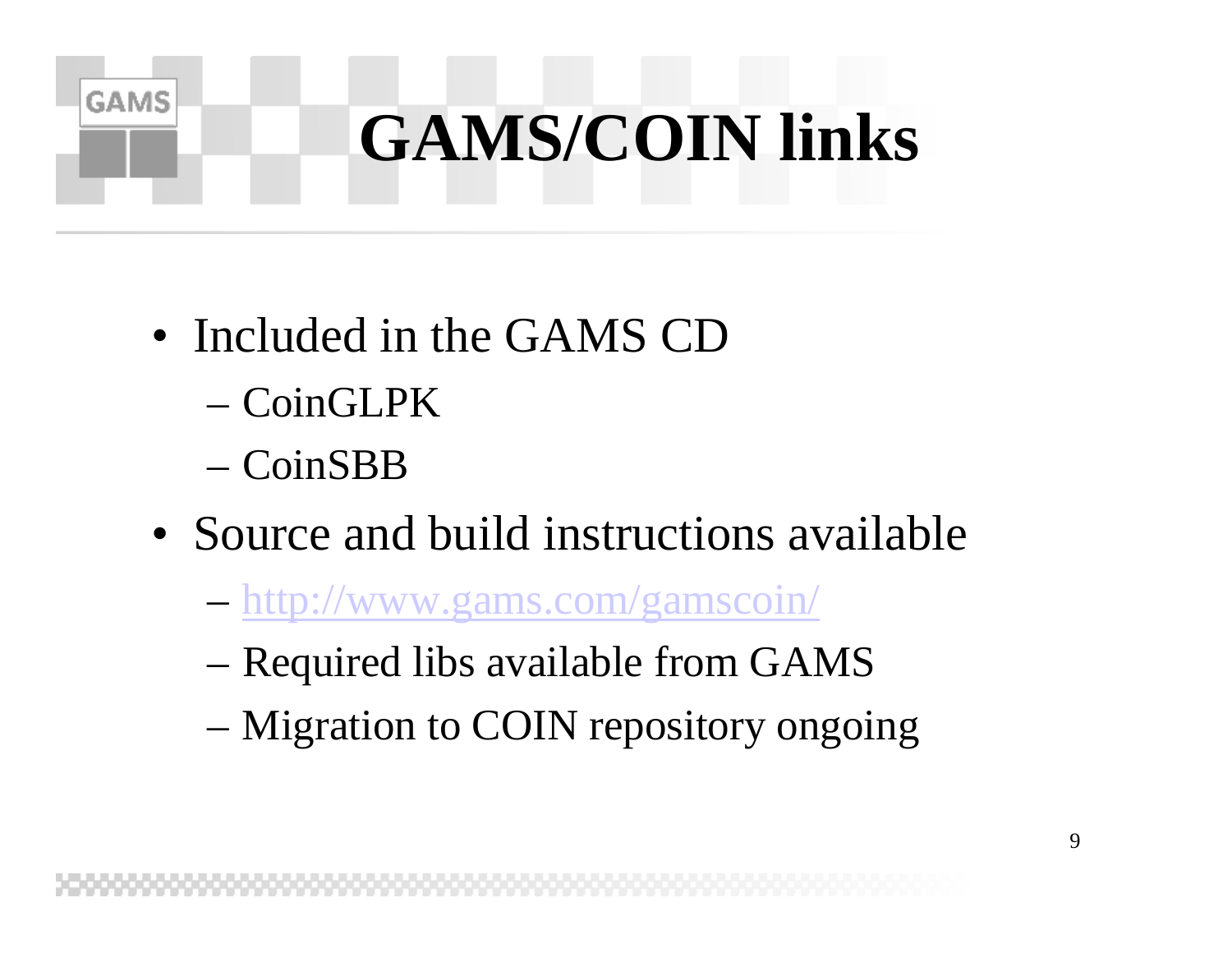# GAMS/COIN links

- Included in the GAMS CD
  - CoinGLPK
  - CoinSBB
- Source and build instructions available
  - http://www.gams.com/gamscoin/
  - Required libs available from GAMS
  - Migration to COIN repository ongoing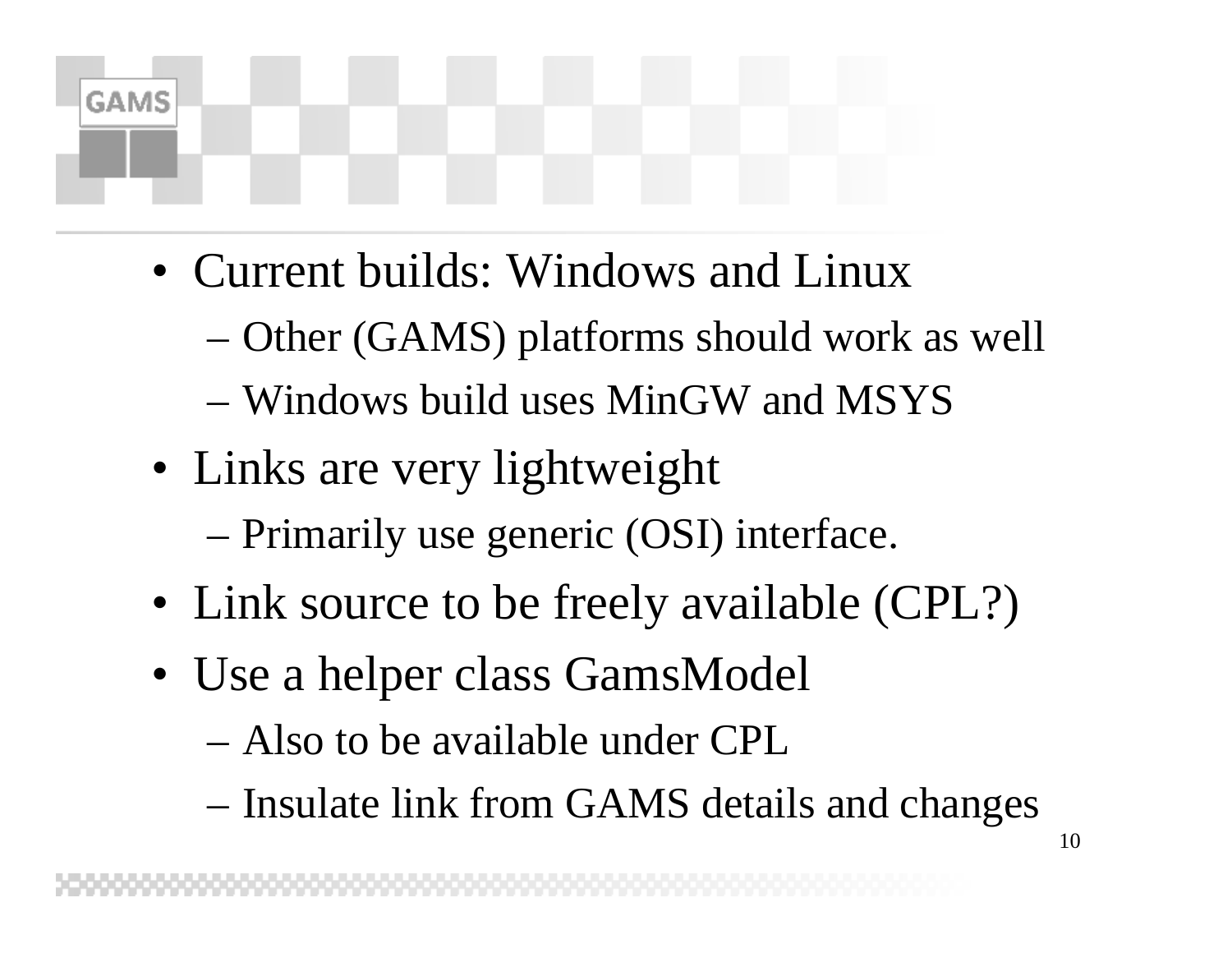- Current builds: Windows and Linux
  - Other (GAMS) platforms should work as well
  - Windows build uses MinGW and MSYS
- Links are very lightweight
  - Primarily use generic (OSI) interface.
- Link source to be freely available (CPL?)
- Use a helper class GamsModel
  - Also to be available under CPL
  - Insulate link from GAMS details and changes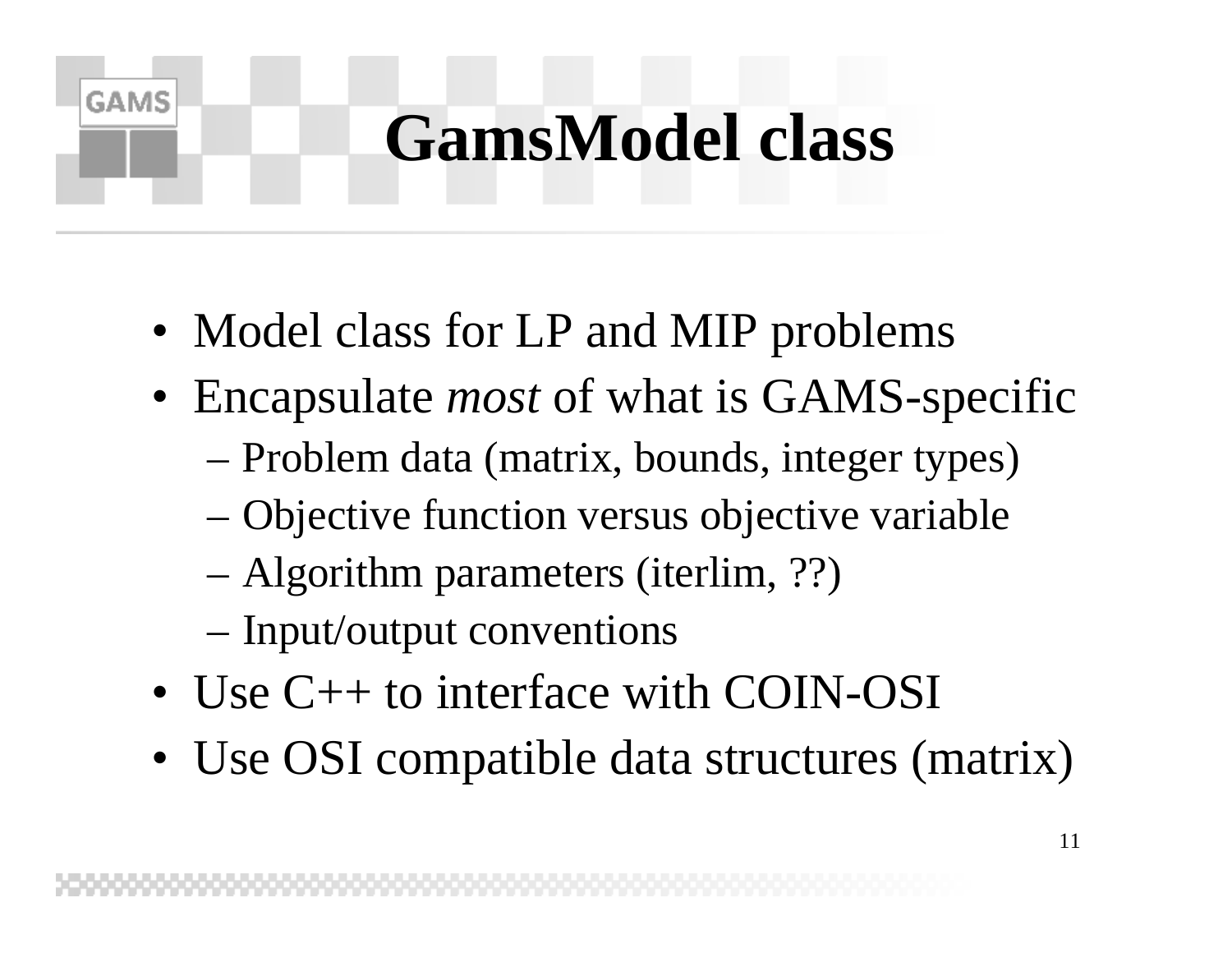# GamsModel class

- Model class for LP and MIP problems
- Encapsulate *most* of what is GAMS-specific
  - Problem data (matrix, bounds, integer types)
  - Objective function versus objective variable
  - Algorithm parameters (iterlim, ??)
  - Input/output conventions
- Use C++ to interface with COIN-OSI
- Use OSI compatible data structures (matrix)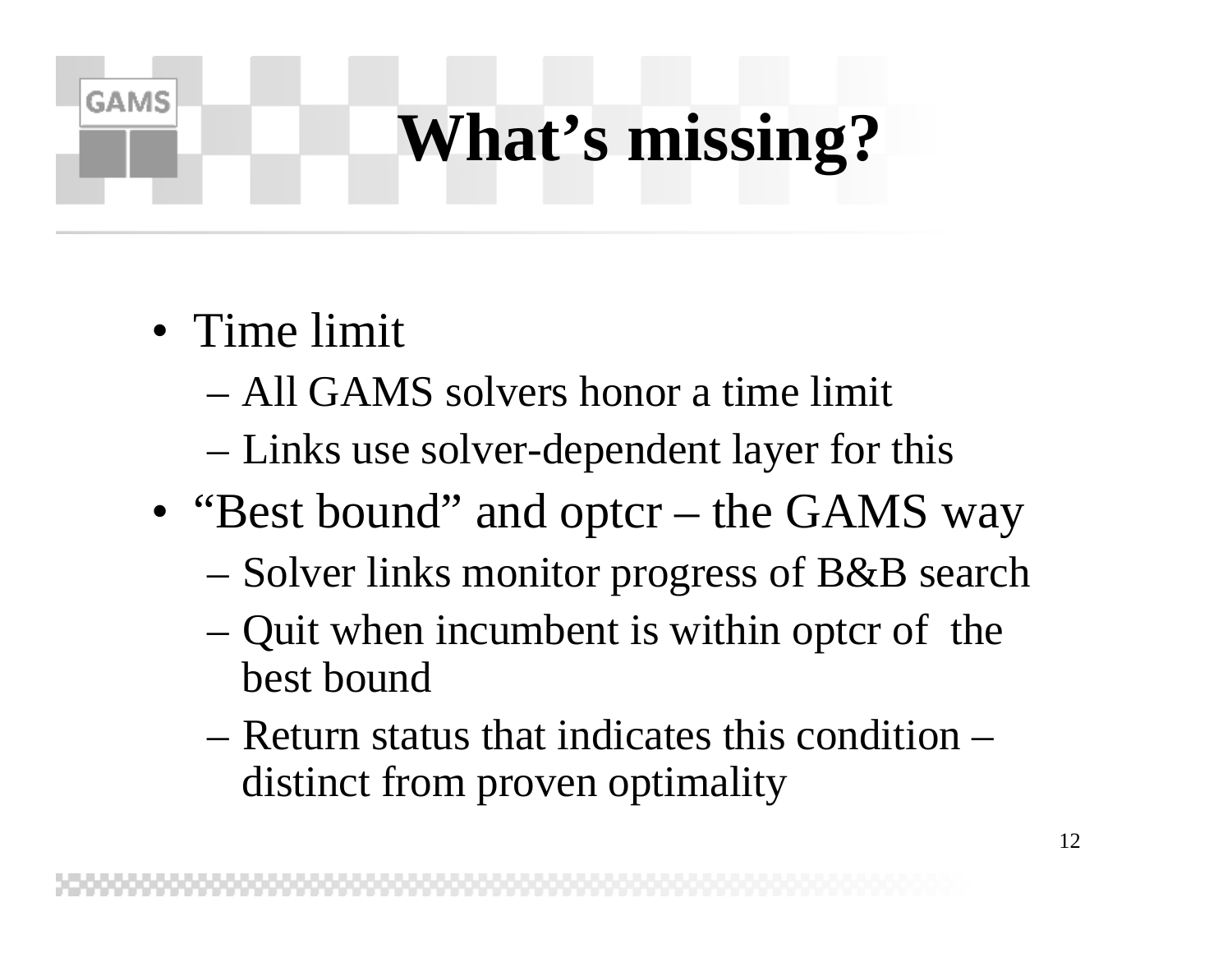# What's missing?

- Time limit
  - All GAMS solvers honor a time limit
  - Links use solver-dependent layer for this
- "Best bound" and optcr – the GAMS way
  - Solver links monitor progress of B&B search
  - Quit when incumbent is within optcr of the best bound
  - Return status that indicates this condition – distinct from proven optimality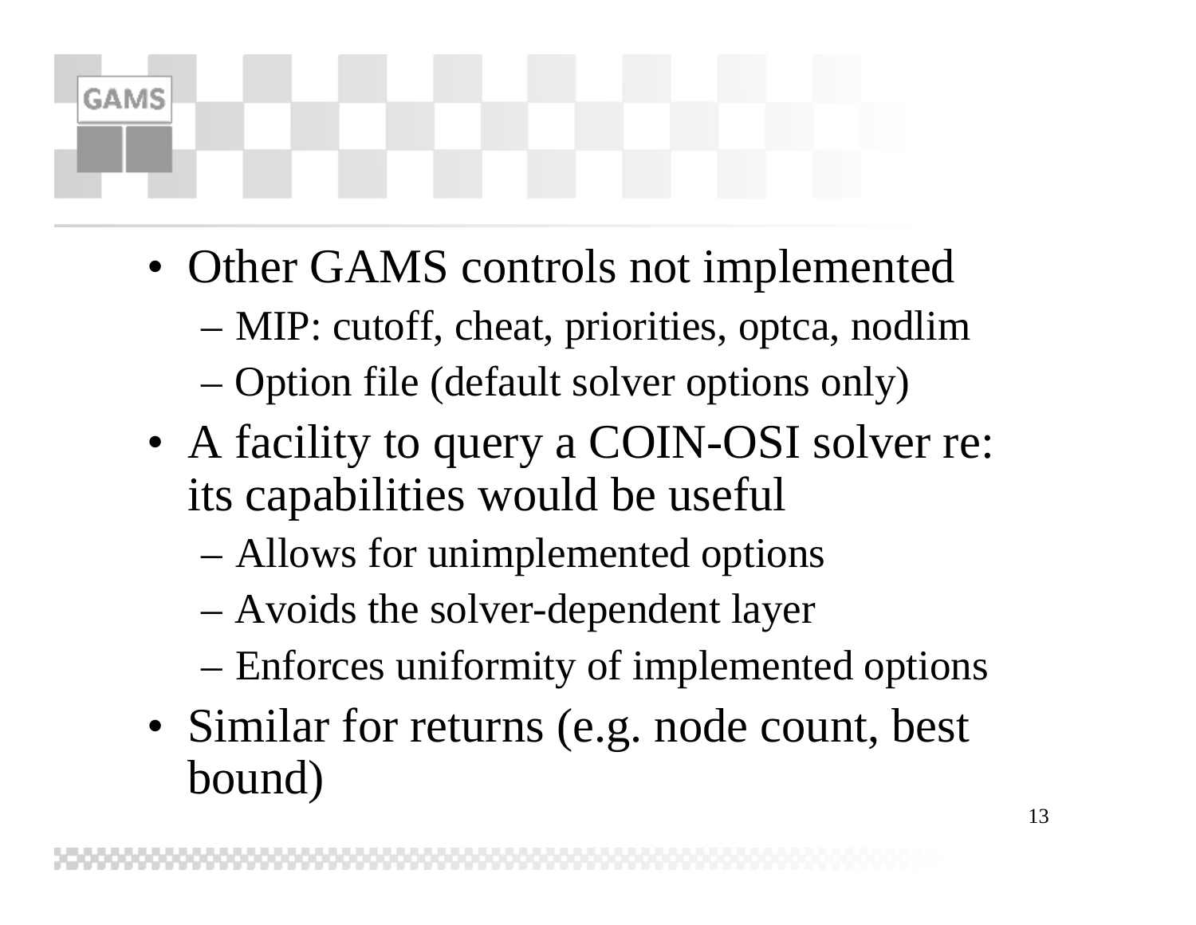- Other GAMS controls not implemented
  - MIP: cutoff, cheat, priorities, optca, nodlim
  - Option file (default solver options only)
- A facility to query a COIN-OSI solver re: its capabilities would be useful
  - Allows for unimplemented options
  - Avoids the solver-dependent layer
  - Enforces uniformity of implemented options
- Similar for returns (e.g. node count, best bound)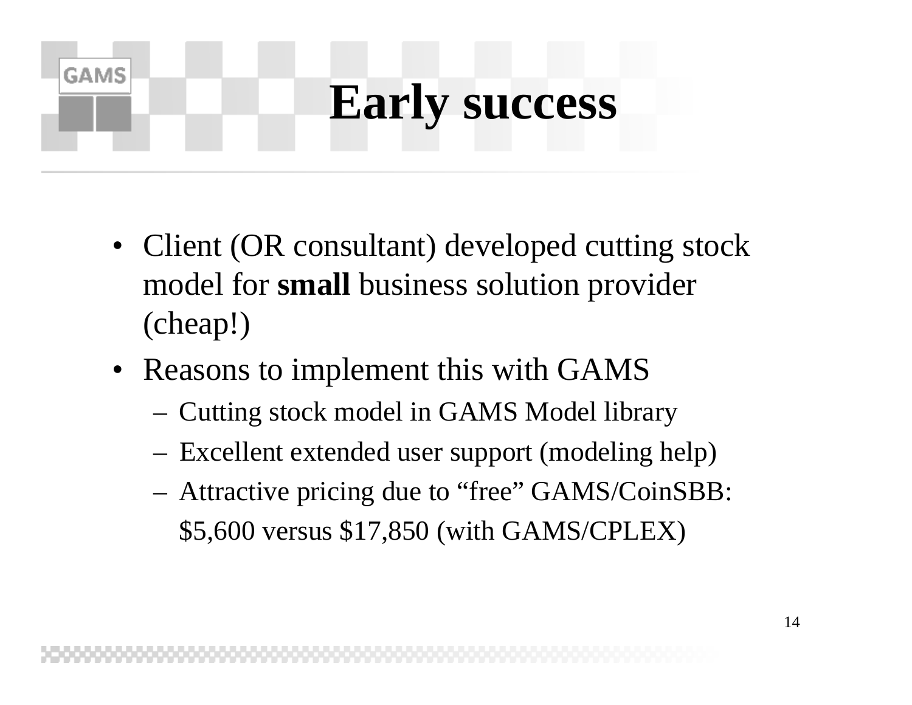# Early success

- Client (OR consultant) developed cutting stock model for **small** business solution provider (cheap!)
- Reasons to implement this with GAMS
  - Cutting stock model in GAMS Model library
  - Excellent extended user support (modeling help)
  - Attractive pricing due to “free” GAMS/CoinSBB: $5,600 versus $17,850 (with GAMS/CPLEX)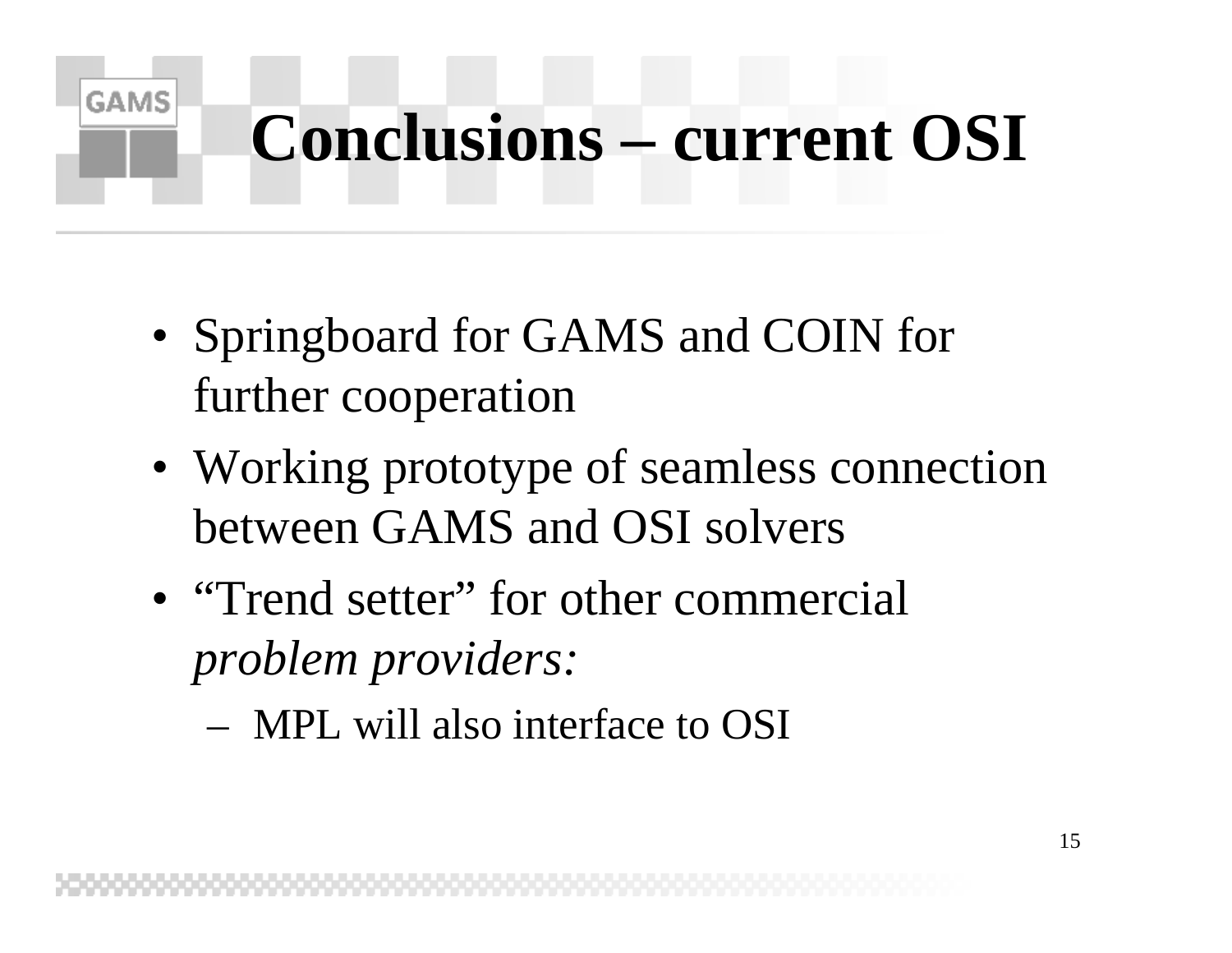# Conclusions – current OSI

- Springboard for GAMS and COIN for further cooperation
- Working prototype of seamless connection between GAMS and OSI solvers
- "Trend setter" for other commercial *problem providers:*
  - MPL will also interface to OSI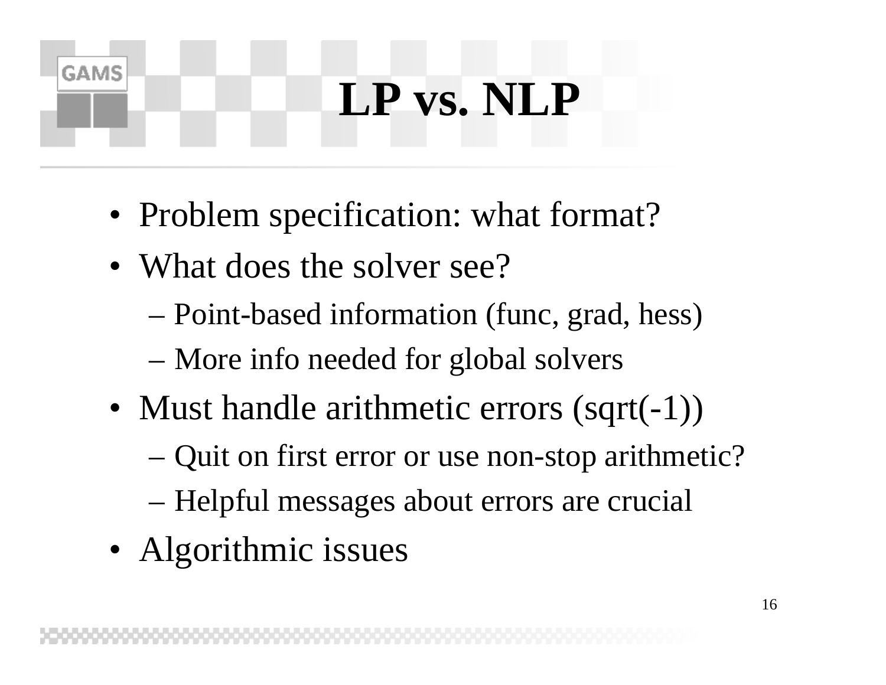# LP vs. NLP

- Problem specification: what format?
- What does the solver see?
  - Point-based information (func, grad, hess)
  - More info needed for global solvers
- Must handle arithmetic errors (sqrt(-1))
  - Quit on first error or use non-stop arithmetic?
  - Helpful messages about errors are crucial
- Algorithmic issues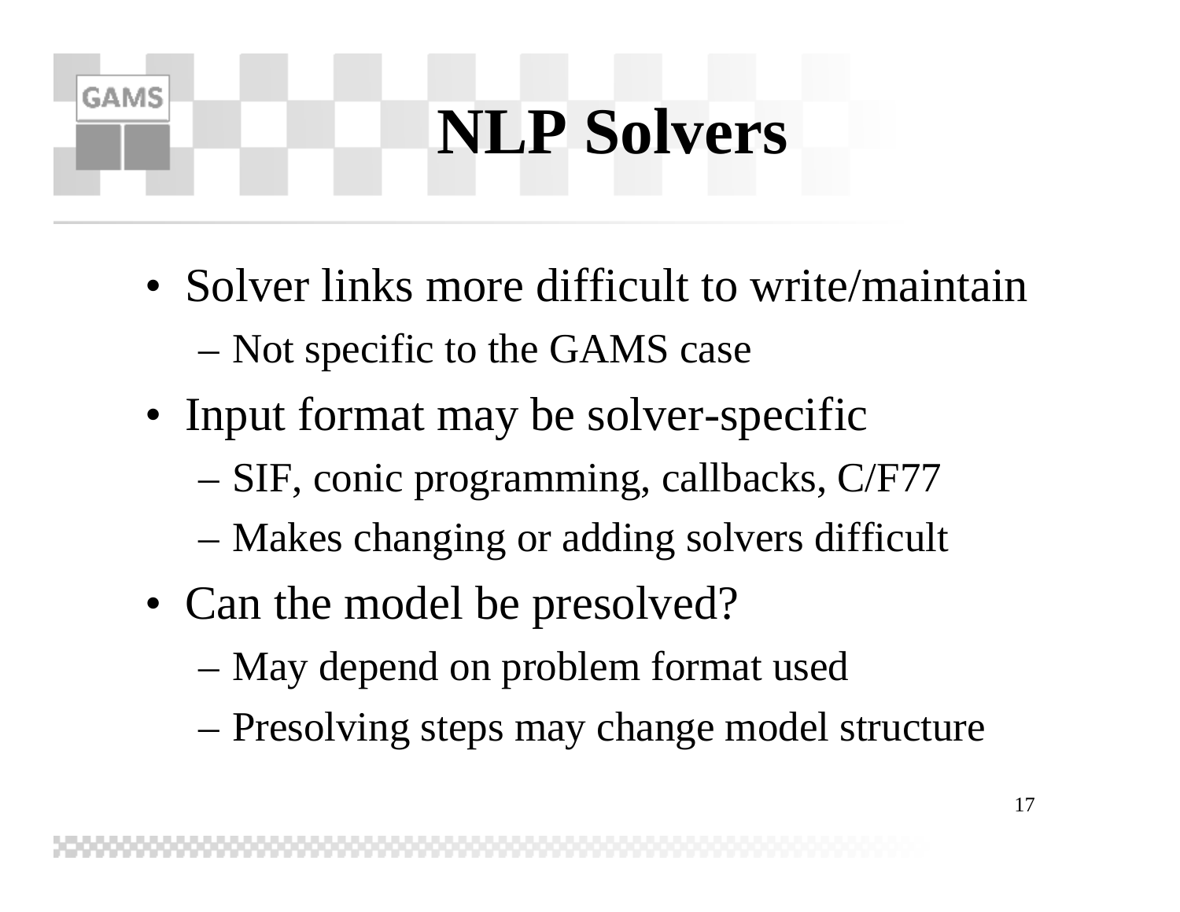# NLP Solvers

- Solver links more difficult to write/maintain
  - Not specific to the GAMS case
- Input format may be solver-specific
  - SIF, conic programming, callbacks, C/F77
  - Makes changing or adding solvers difficult
- Can the model be presolved?
  - May depend on problem format used
  - Presolving steps may change model structure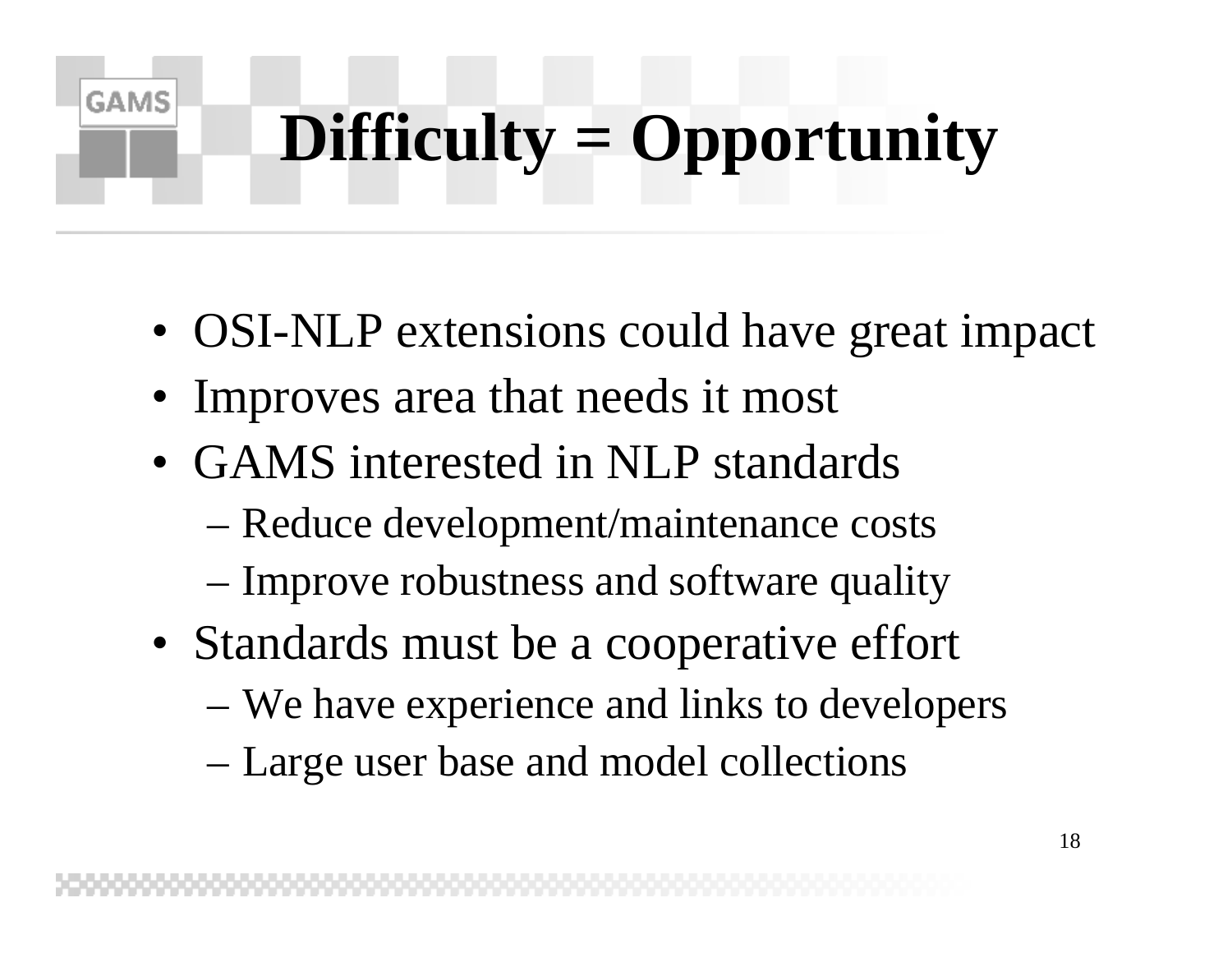# Difficulty = Opportunity

- OSI-NLP extensions could have great impact
- Improves area that needs it most
- GAMS interested in NLP standards
  - Reduce development/maintenance costs
  - Improve robustness and software quality
- Standards must be a cooperative effort
  - We have experience and links to developers
  - Large user base and model collections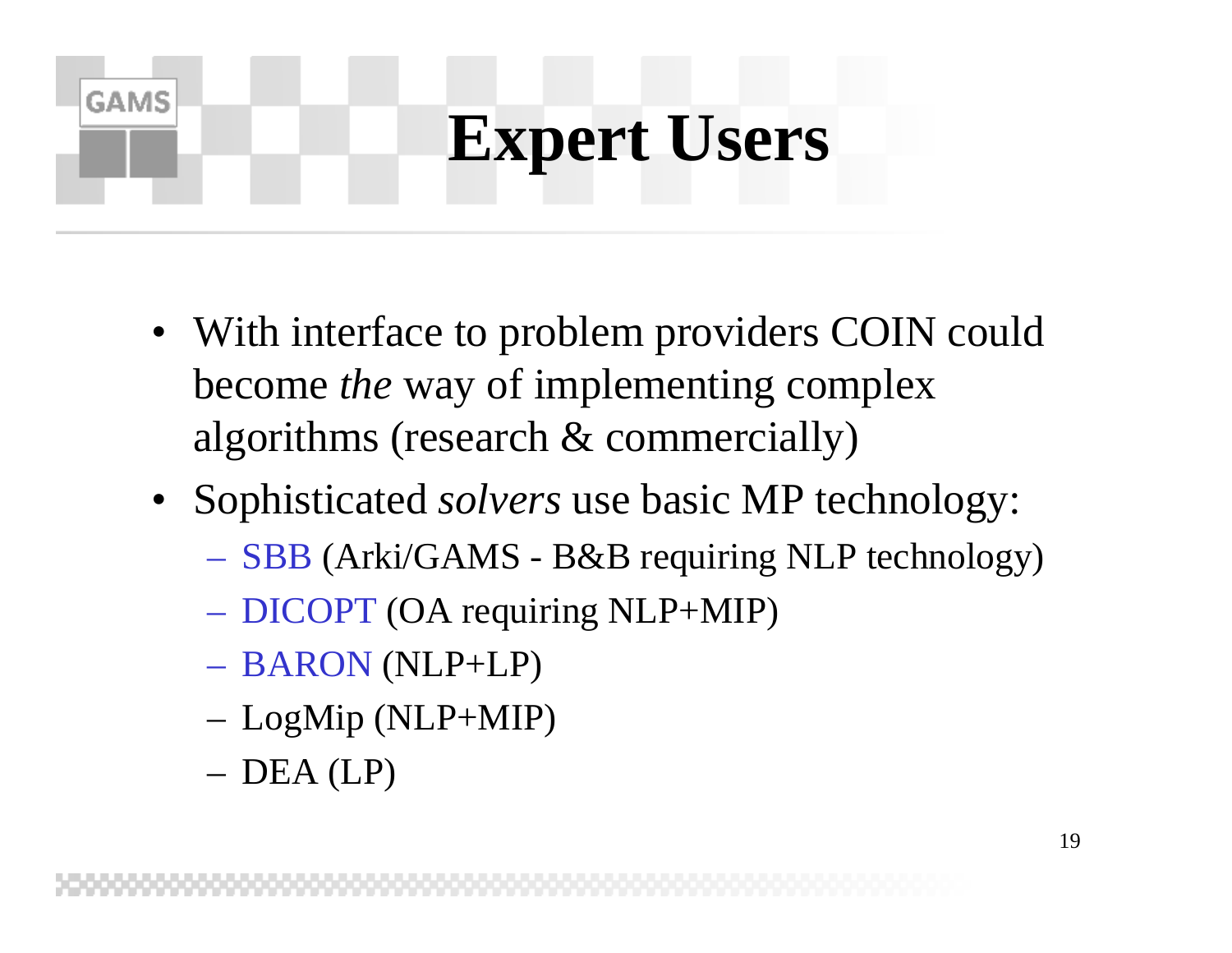# Expert Users

- With interface to problem providers COIN could become *the* way of implementing complex algorithms (research & commercially)
- Sophisticated *solvers* use basic MP technology:
  - SBB (Arki/GAMS - B&B requiring NLP technology)
  - DICOPT (OA requiring NLP+MIP)
  - BARON (NLP+LP)
  - LogMip (NLP+MIP)
  - DEA (LP)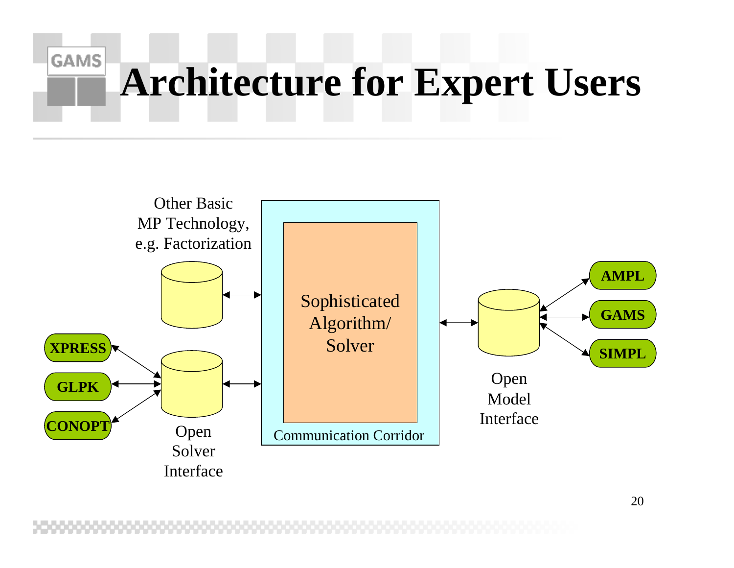# Architecture for Expert Users

Other Basic MP Technology, e.g. Factorization

Sophisticated Algorithm/ Solver

Communication Corridor

XPRESS

GLPK

CONOPT

Open Solver Interface

Open Model Interface

AMPL

GAMS

SIMPL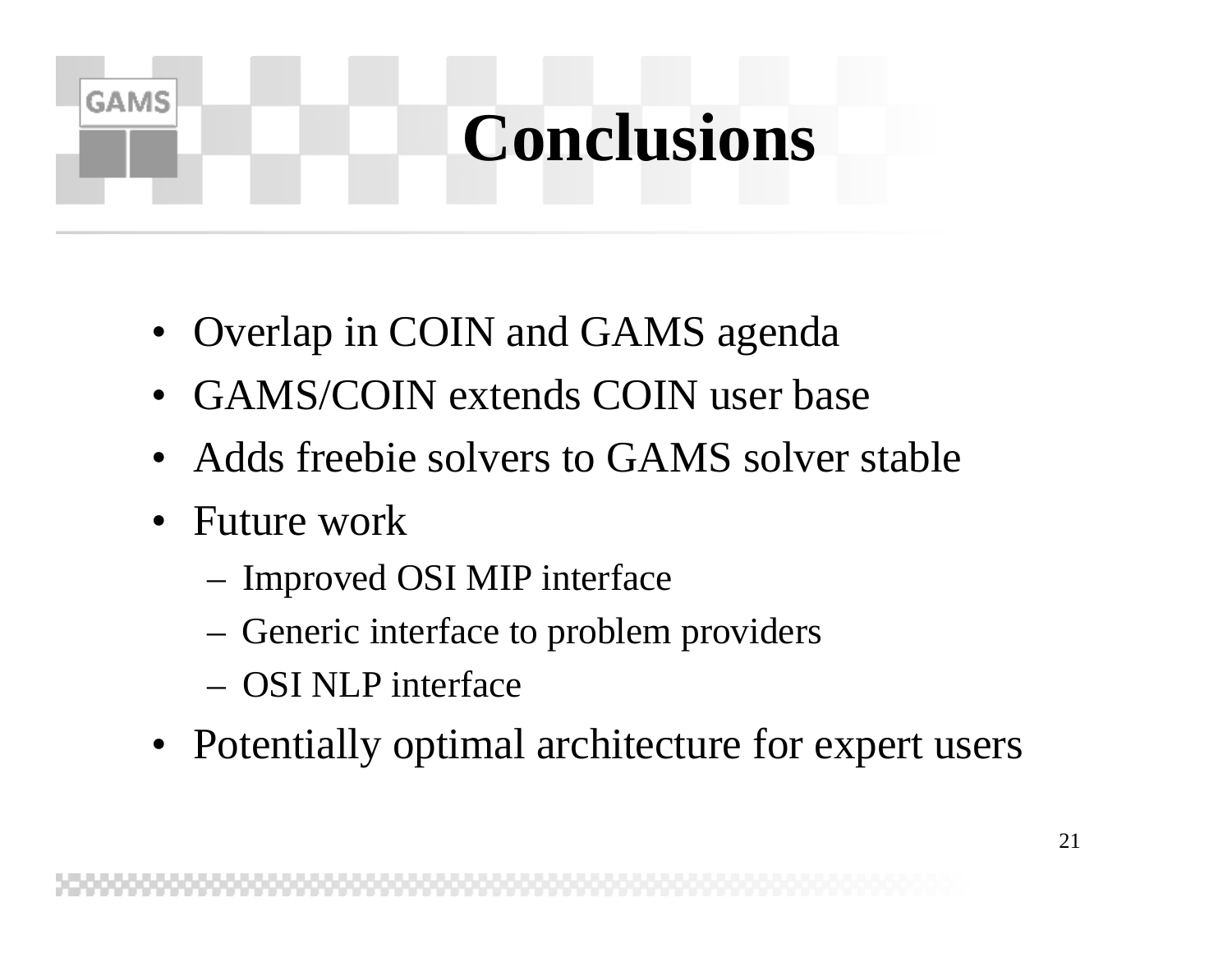# Conclusions

- Overlap in COIN and GAMS agenda
- GAMS/COIN extends COIN user base
- Adds freebie solvers to GAMS solver stable
- Future work
  - Improved OSI MIP interface
  - Generic interface to problem providers
  - OSI NLP interface
- Potentially optimal architecture for expert users